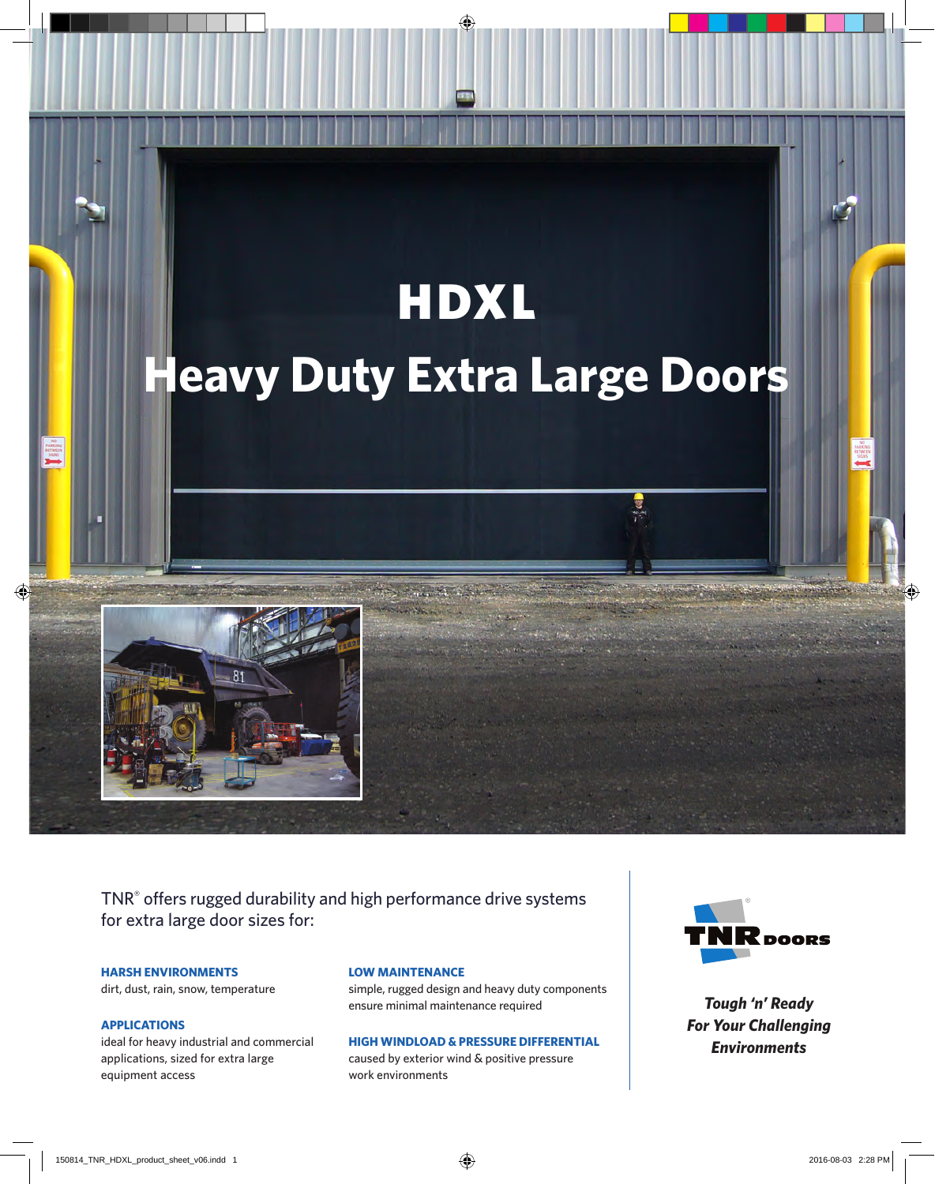# HDXL

# Heavy Duty Extra Large Doors

TNR® offers rugged durability and high performance drive systems for extra large door sizes for:

**HARSH ENVIRONMENTS**
dirt, dust, rain, snow, temperature

**APPLICATIONS**
ideal for heavy industrial and commercial applications, sized for extra large equipment access

**LOW MAINTENANCE**
simple, rugged design and heavy duty components ensure minimal maintenance required

**HIGH WINDLOAD & PRESSURE DIFFERENTIAL**
caused by exterior wind & positive pressure work environments

TNR DOORS

***Tough 'n' Ready For Your Challenging Environments***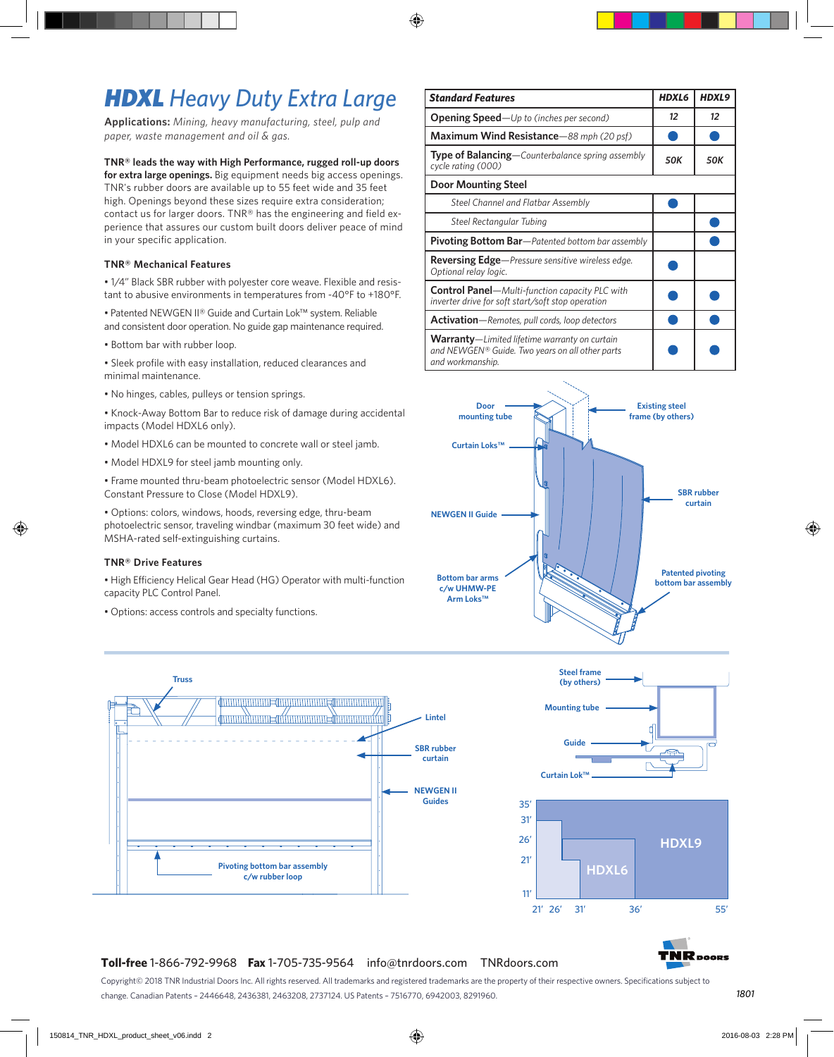# HDXL Heavy Duty Extra Large

**Applications:** *Mining, heavy manufacturing, steel, pulp and paper, waste management and oil & gas.*

**TNR® leads the way with High Performance, rugged roll-up doors for extra large openings.** Big equipment needs big access openings. TNR's rubber doors are available up to 55 feet wide and 35 feet high. Openings beyond these sizes require extra consideration; contact us for larger doors. TNR® has the engineering and field experience that assures our custom built doors deliver peace of mind in your specific application.

### TNR® Mechanical Features

- 1/4" Black SBR rubber with polyester core weave. Flexible and resistant to abusive environments in temperatures from -40°F to +180°F.
- Patented NEWGEN II® Guide and Curtain Lok™ system. Reliable and consistent door operation. No guide gap maintenance required.
- Bottom bar with rubber loop.
- Sleek profile with easy installation, reduced clearances and minimal maintenance.
- No hinges, cables, pulleys or tension springs.
- Knock-Away Bottom Bar to reduce risk of damage during accidental impacts (Model HDXL6 only).
- Model HDXL6 can be mounted to concrete wall or steel jamb.
- Model HDXL9 for steel jamb mounting only.
- Frame mounted thru-beam photoelectric sensor (Model HDXL6). Constant Pressure to Close (Model HDXL9).
- Options: colors, windows, hoods, reversing edge, thru-beam photoelectric sensor, traveling windbar (maximum 30 feet wide) and MSHA-rated self-extinguishing curtains.

### TNR® Drive Features

- High Efficiency Helical Gear Head (HG) Operator with multi-function capacity PLC Control Panel.
- Options: access controls and specialty functions.

| *Standard Features* | *HDXL6* | *HDXL9* |
|---|---|---|
| **Opening Speed**—*Up to (inches per second)* | 12 | 12 |
| **Maximum Wind Resistance**—*88 mph (20 psf)* | ● | ● |
| **Type of Balancing**—*Counterbalance spring assembly cycle rating (000)* | 50K | 50K |
| **Door Mounting Steel** | | |
| *Steel Channel and Flatbar Assembly* | ● | |
| *Steel Rectangular Tubing* | | ● |
| **Pivoting Bottom Bar**—*Patented bottom bar assembly* | | ● |
| **Reversing Edge**—*Pressure sensitive wireless edge. Optional relay logic.* | ● | |
| **Control Panel**—*Multi-function capacity PLC with inverter drive for soft start/soft stop operation* | ● | ● |
| **Activation**—*Remotes, pull cords, loop detectors* | ● | ● |
| **Warranty**—*Limited lifetime warranty on curtain and NEWGEN® Guide. Two years on all other parts and workmanship.* | ● | ● |

Door mounting tube
Existing steel frame (by others)
Curtain Loks™
SBR rubber curtain
NEWGEN II Guide
Bottom bar arms c/w UHMW-PE Arm Loks™
Patented pivoting bottom bar assembly

Truss
Lintel
SBR rubber curtain
NEWGEN II Guides
Pivoting bottom bar assembly c/w rubber loop

Steel frame (by others)
Mounting tube
Guide
Curtain Lok™

35'
31'
26'
21'
11'
21' 26' 31' 36' 55'
HDXL9
HDXL6

**Toll-free** 1-866-792-9968 **Fax** 1-705-735-9564 info@tnrdoors.com TNRdoors.com

Copyright© 2018 TNR Industrial Doors Inc. All rights reserved. All trademarks and registered trademarks are the property of their respective owners. Specifications subject to change. Canadian Patents – 2446648, 2436381, 2463208, 2737124. US Patents – 7516770, 6942003, 8291960.

1801